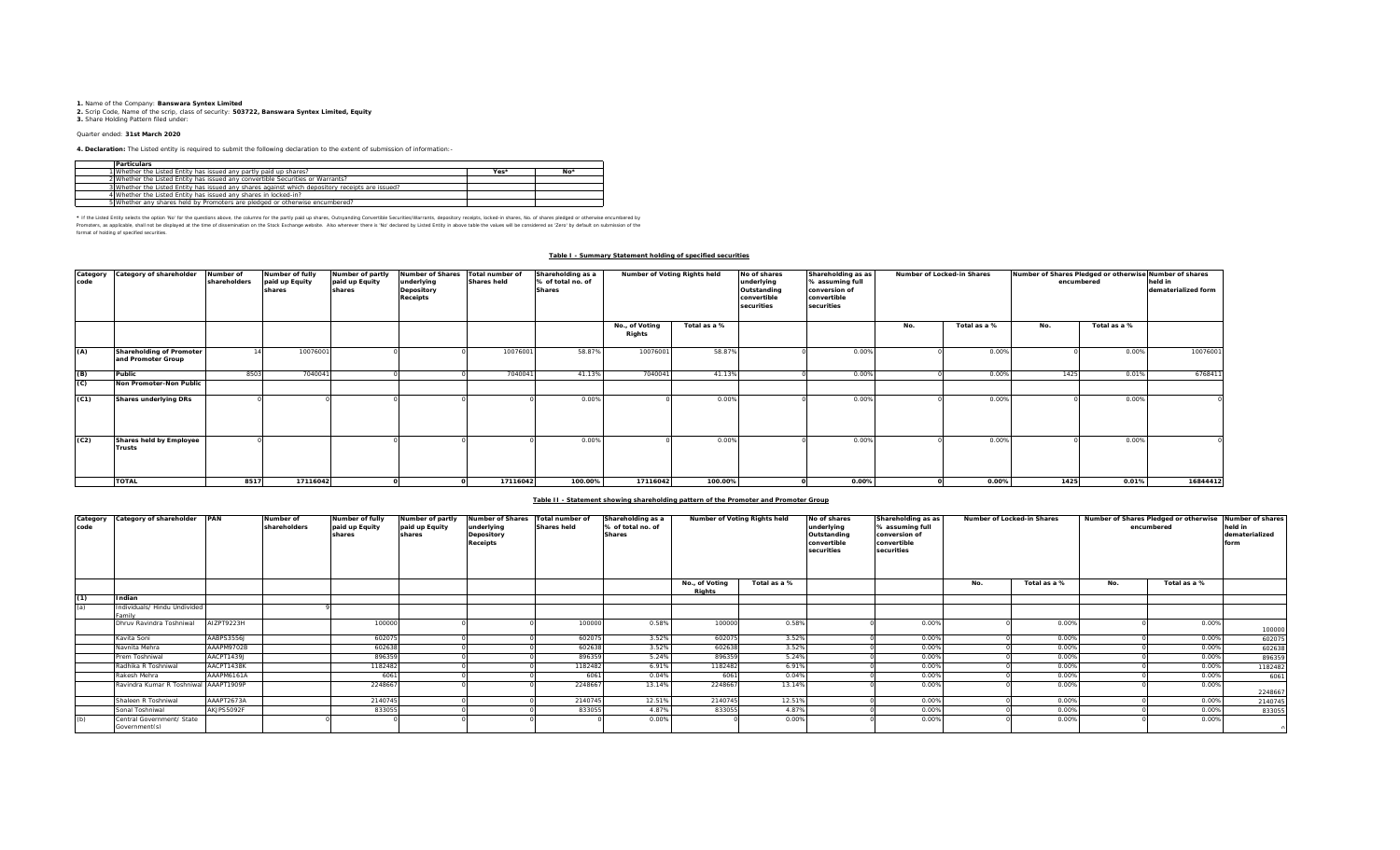**1.** Name of the Company: **Banswara Syntex Limited**
**2.** Scrip Code, Name of the scrip, class of security: **503722, Banswara Syntex Limited, Equity**
**3.** Share Holding Pattern filed under:

Quarter ended: **31st March 2020**

**4. Declaration:** The Listed entity is required to submit the following declaration to the extent of submission of information:-

| | Particulars | Yes* | No* |
|---|---|---|---|
| 1 | Whether the Listed Entity has issued any partly paid up shares? | | |
| 2 | Whether the Listed Entity has issued any convertible Securities or Warrants? | | |
| 3 | Whether the Listed Entity has issued any shares against which depository receipts are issued? | | |
| 4 | Whether the Listed Entity has issued any shares in locked-in? | | |
| 5 | Whether any shares held by Promoters are pledged or otherwise encumbered? | | |

* If the Listed Entity selects the option 'No' for the questions above, the columns for the partly paid up shares, Outstanding Convertible Securities/Warrants, depository receipts, locked-in shares, No. of shares pledged or otherwise encumbered by Promoters, as applicable, shall not be displayed at the time of dissemination on the Stock Exchange website. Also wherever there is 'No' declared by Listed Entity in above table the values will be considered as 'Zero' by default on submission of the format of holding of specified securities.

**Table I - Summary Statement holding of specified securities**

| Category code | Category of shareholder | Number of shareholders | Number of fully paid up Equity shares | Number of partly paid up Equity shares | Number of Shares underlying Depository Receipts | Total number of Shares held | Shareholding as a % of total no. of Shares | Number of Voting Rights held | | No of shares underlying Outstanding convertible securities | Shareholding as as % assuming full conversion of convertible securities | Number of Locked-in Shares | | Number of Shares Pledged or otherwise encumbered | | Number of shares held in dematerialized form |
|---|---|---|---|---|---|---|---|---|---|---|---|---|---|---|---|---|
| | | | | | | | | No., of Voting Rights | Total as a % | | | No. | Total as a % | No. | Total as a % | |
| (A) | Shareholding of Promoter and Promoter Group | 14 | 10076001 | 0 | 0 | 10076001 | 58.87% | 10076001 | 58.87% | 0 | 0.00% | 0 | 0.00% | 0 | 0.00% | 10076001 |
| (B) | Public | 8503 | 7040041 | 0 | 0 | 7040041 | 41.13% | 7040041 | 41.13% | 0 | 0.00% | 0 | 0.00% | 1425 | 0.01% | 6768411 |
| (C) | Non Promoter-Non Public | | | | | | | | | | | | | | | |
| (C1) | Shares underlying DRs | 0 | 0 | 0 | 0 | 0 | 0.00% | 0 | 0.00% | 0 | 0.00% | 0 | 0.00% | 0 | 0.00% | 0 |
| (C2) | Shares held by Employee Trusts | 0 | 0 | 0 | 0 | 0 | 0.00% | 0 | 0.00% | 0 | 0.00% | 0 | 0.00% | 0 | 0.00% | 0 |
| | **TOTAL** | **8517** | **17116042** | **0** | **0** | **17116042** | **100.00%** | **17116042** | **100.00%** | **0** | **0.00%** | **0** | **0.00%** | **1425** | **0.01%** | **16844412** |

**Table II - Statement showing shareholding pattern of the Promoter and Promoter Group**

| Category code | Category of shareholder | PAN | Number of shareholders | Number of fully paid up Equity shares | Number of partly paid up Equity shares | Number of Shares underlying Depository Receipts | Total number of Shares held | Shareholding as a % of total no. of Shares | Number of Voting Rights held | | No of shares underlying Outstanding convertible securities | Shareholding as as % assuming full conversion of convertible securities | Number of Locked-in Shares | | Number of Shares Pledged or otherwise encumbered | | Number of shares held in dematerialized form |
|---|---|---|---|---|---|---|---|---|---|---|---|---|---|---|---|---|---|
| | | | | | | | | | No., of Voting Rights | Total as a % | | | No. | Total as a % | No. | Total as a % | |
| (1) | Indian | | | | | | | | | | | | | | | | |
| (a) | Individuals/ Hindu Undivided Family | | 9 | | | | | | | | | | | | | | |
| | Dhruv Ravindra Toshniwal | AIZPT9223H | | 100000 | 0 | 0 | 100000 | 0.58% | 100000 | 0.58% | 0 | 0.00% | 0 | 0.00% | 0 | 0.00% | 100000 |
| | Kavita Soni | AABPS3556J | | 602075 | 0 | 0 | 602075 | 3.52% | 602075 | 3.52% | 0 | 0.00% | 0 | 0.00% | 0 | 0.00% | 602075 |
| | Navnita Mehra | AAAPM9702B | | 602638 | 0 | 0 | 602638 | 3.52% | 602638 | 3.52% | 0 | 0.00% | 0 | 0.00% | 0 | 0.00% | 602638 |
| | Prem Toshniwal | AACPT1439J | | 896359 | 0 | 0 | 896359 | 5.24% | 896359 | 5.24% | 0 | 0.00% | 0 | 0.00% | 0 | 0.00% | 896359 |
| | Radhika R Toshniwal | AACPT1438K | | 1182482 | 0 | 0 | 1182482 | 6.91% | 1182482 | 6.91% | 0 | 0.00% | 0 | 0.00% | 0 | 0.00% | 1182482 |
| | Rakesh Mehra | AAAPM6161A | | 6061 | 0 | 0 | 6061 | 0.04% | 6061 | 0.04% | 0 | 0.00% | 0 | 0.00% | 0 | 0.00% | 6061 |
| | Ravindra Kumar R Toshniwal | AAAPT1909P | | 2248667 | 0 | 0 | 2248667 | 13.14% | 2248667 | 13.14% | 0 | 0.00% | 0 | 0.00% | 0 | 0.00% | 2248667 |
| | Shaleen R Toshniwal | AAAPT2673A | | 2140745 | 0 | 0 | 2140745 | 12.51% | 2140745 | 12.51% | 0 | 0.00% | 0 | 0.00% | 0 | 0.00% | 2140745 |
| | Sonal Toshniwal | AKJPS5092F | | 833055 | 0 | 0 | 833055 | 4.87% | 833055 | 4.87% | 0 | 0.00% | 0 | 0.00% | 0 | 0.00% | 833055 |
| (b) | Central Government/ State Government(s) | | 0 | 0 | 0 | 0 | 0 | 0.00% | 0 | 0.00% | 0 | 0.00% | 0 | 0.00% | 0 | 0.00% | 0 |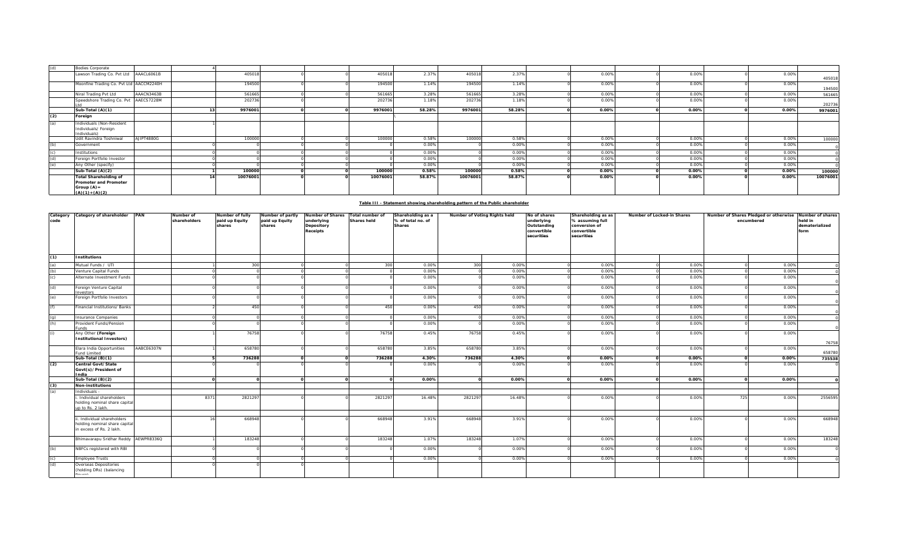| | | | | | | | | | | | | | | | | | |
|---|---|---|---|---|---|---|---|---|---|---|---|---|---|---|---|---|---|
| (d) | Bodies Corporate | | 4 | | | | | | | | | | | | | | |
| | Lawson Trading Co. Pvt Ltd | AAACL6061B | | 405018 | 0 | 0 | 405018 | 2.37% | 405018 | 2.37% | 0 | 0.00% | 0 | 0.00% | 0 | 0.00% | 405018 |
| | Moonfine Trading Co. Pvt Ltd | AACCM2240H | | 194500 | 0 | 0 | 194500 | 1.14% | 194500 | 1.14% | 0 | 0.00% | 0 | 0.00% | 0 | 0.00% | 194500 |
| | Niral Trading Pvt Ltd | AAACN3463B | | 561665 | 0 | 0 | 561665 | 3.28% | 561665 | 3.28% | 0 | 0.00% | 0 | 0.00% | 0 | 0.00% | 561665 |
| | Speedshore Trading Co. Pvt Ltd | AAECS7228M | | 202736 | 0 | 0 | 202736 | 1.18% | 202736 | 1.18% | 0 | 0.00% | 0 | 0.00% | 0 | 0.00% | 202736 |
| | **Sub-Total (A)(1)** | | **13** | **9976001** | **0** | **0** | **9976001** | **58.28%** | **9976001** | **58.28%** | **0** | **0.00%** | **0** | **0.00%** | **0** | **0.00%** | **9976001** |
| **(2)** | **Foreign** | | | | | | | | | | | | | | | | |
| (a) | Individuals (Non-Resident Individuals/ Foreign Individuals) | | 1 | | | | | | | | | | | | | | |
| | Udit Ravindra Toshniwal | AJIPT4880G | | 100000 | 0 | 0 | 100000 | 0.58% | 100000 | 0.58% | 0 | 0.00% | 0 | 0.00% | 0 | 0.00% | 100000 |
| (b) | Government | | 0 | 0 | 0 | 0 | 0 | 0.00% | 0 | 0.00% | 0 | 0.00% | 0 | 0.00% | 0 | 0.00% | 0 |
| (c) | Institutions | | 0 | 0 | 0 | 0 | 0 | 0.00% | 0 | 0.00% | 0 | 0.00% | 0 | 0.00% | 0 | 0.00% | 0 |
| (d) | Foreign Portfolio Investor | | 0 | 0 | 0 | 0 | 0 | 0.00% | 0 | 0.00% | 0 | 0.00% | 0 | 0.00% | 0 | 0.00% | 0 |
| (e) | Any Other (specify) | | 0 | 0 | 0 | 0 | 0 | 0.00% | 0 | 0.00% | 0 | 0.00% | 0 | 0.00% | 0 | 0.00% | 0 |
| | **Sub-Total (A)(2)** | | **1** | **100000** | **0** | **0** | **100000** | **0.58%** | **100000** | **0.58%** | **0** | **0.00%** | **0** | **0.00%** | **0** | **0.00%** | **100000** |
| | **Total Shareholding of Promoter and Promoter Group (A)= (A)(1)+(A)(2)** | | **14** | **10076001** | **0** | **0** | **10076001** | **58.87%** | **10076001** | **58.87%** | **0** | **0.00%** | **0** | **0.00%** | **0** | **0.00%** | **10076001** |

**Table III - Statement showing shareholding pattern of the Public shareholder**

| Category code | Category of shareholder | PAN | Number of shareholders | Number of fully paid up Equity shares | Number of partly paid up Equity shares | Number of Shares underlying Depository Receipts | Total number of Shares held | Shareholding as a % of total no. of Shares | Number of Voting Rights held | | No of shares underlying Outstanding convertible securities | Shareholding as as % assuming full conversion of convertible securities | Number of Locked-in Shares | | Number of Shares Pledged or otherwise encumbered | | Number of shares held in dematerialized form |
|---|---|---|---|---|---|---|---|---|---|---|---|---|---|---|---|---|---|
| **(1)** | **Institutions** | | | | | | | | | | | | | | | | |
| (a) | Mutual Funds / UTI | | 1 | 300 | 0 | 0 | 300 | 0.00% | 300 | 0.00% | 0 | 0.00% | 0 | 0.00% | 0 | 0.00% | 0 |
| (b) | Venture Capital Funds | | 0 | 0 | 0 | 0 | 0 | 0.00% | 0 | 0.00% | 0 | 0.00% | 0 | 0.00% | 0 | 0.00% | 0 |
| (c) | Alternate Investment Funds | | 0 | 0 | 0 | 0 | 0 | 0.00% | 0 | 0.00% | 0 | 0.00% | 0 | 0.00% | 0 | 0.00% | 0 |
| (d) | Foreign Venture Capital Investors | | 0 | 0 | 0 | 0 | 0 | 0.00% | 0 | 0.00% | 0 | 0.00% | 0 | 0.00% | 0 | 0.00% | 0 |
| (e) | Foreign Portfolio Investors | | 0 | 0 | 0 | 0 | 0 | 0.00% | 0 | 0.00% | 0 | 0.00% | 0 | 0.00% | 0 | 0.00% | 0 |
| (f) | Financial Institutions/ Banks | | 2 | 450 | 0 | 0 | 450 | 0.00% | 450 | 0.00% | 0 | 0.00% | 0 | 0.00% | 0 | 0.00% | 0 |
| (g) | Insurance Companies | | 0 | 0 | 0 | 0 | 0 | 0.00% | 0 | 0.00% | 0 | 0.00% | 0 | 0.00% | 0 | 0.00% | 0 |
| (h) | Provident Funds/Pension Funds | | 0 | 0 | 0 | 0 | 0 | 0.00% | 0 | 0.00% | 0 | 0.00% | 0 | 0.00% | 0 | 0.00% | 0 |
| (i) | Any Other **(Foreign Institutional Investors)** | | 1 | 76758 | 0 | 0 | 76758 | 0.45% | 76758 | 0.45% | 0 | 0.00% | 0 | 0.00% | 0 | 0.00% | 76758 |
| | Elara India Opportunities Fund Limited | AABCE6307N | 1 | 658780 | 0 | 0 | 658780 | 3.85% | 658780 | 3.85% | 0 | 0.00% | 0 | 0.00% | 0 | 0.00% | 658780 |
| | **Sub-Total (B)(1)** | | **5** | **736288** | **0** | **0** | **736288** | **4.30%** | **736288** | **4.30%** | **0** | **0.00%** | **0** | **0.00%** | **0** | **0.00%** | **735538** |
| **(2)** | **Central Govt/ State Govt(s)/ President of India** | | 0 | 0 | 0 | 0 | 0 | 0.00% | 0 | 0.00% | 0 | 0.00% | 0 | 0.00% | 0 | 0.00% | 0 |
| | **Sub-Total (B)(2)** | | **0** | **0** | **0** | **0** | **0** | **0.00%** | **0** | **0.00%** | **0** | **0.00%** | **0** | **0.00%** | **0** | **0.00%** | **0** |
| **(3)** | **Non-institutions** | | | | | | | | | | | | | | | | |
| (a) | Individuals - | | | | | | | | | | | | | | | | |
| | i. Individual shareholders holding nominal share capital up to Rs. 2 lakh. | | 8371 | 2821297 | 0 | 0 | 2821297 | 16.48% | 2821297 | 16.48% | 0 | 0.00% | 0 | 0.00% | 725 | 0.00% | 2556595 |
| | ii. Individual shareholders holding nominal share capital in excess of Rs. 2 lakh. | | 16 | 668948 | 0 | 0 | 668948 | 3.91% | 668948 | 3.91% | 0 | 0.00% | 0 | 0.00% | 0 | 0.00% | 668948 |
| | Bhimavarapu Sridhar Reddy | AEWPR8336Q | 1 | 183248 | 0 | 0 | 183248 | 1.07% | 183248 | 1.07% | 0 | 0.00% | 0 | 0.00% | 0 | 0.00% | 183248 |
| (b) | NBFCs registered with RBI | | 0 | 0 | 0 | 0 | 0 | 0.00% | 0 | 0.00% | 0 | 0.00% | 0 | 0.00% | 0 | 0.00% | 0 |
| (c) | Employee Trusts | | 0 | 0 | 0 | 0 | 0 | 0.00% | 0 | 0.00% | 0 | 0.00% | 0 | 0.00% | 0 | 0.00% | 0 |
| (d) | Overseas Depositories (holding DRs) (balancing figure) | | 0 | 0 | 0 | | | | | | | | | | | | |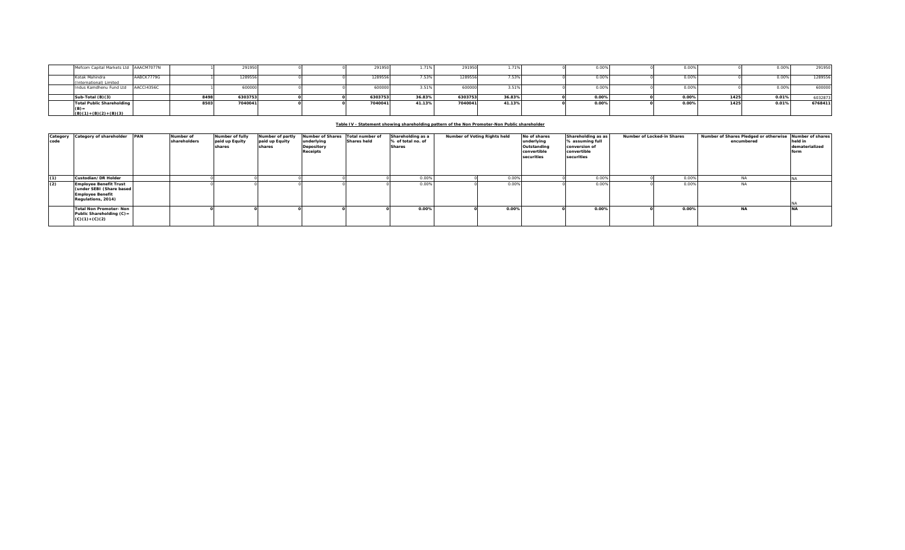| | | | | | | | | | | | | | | | | | | |
|---|---|---|---|---|---|---|---|---|---|---|---|---|---|---|---|---|---|---|
| | Mefcom Capital Markets Ltd | AAACM7077N | 1 | 291950 | 0 | 0 | 291950 | 1.71% | 291950 | 1.71% | 0 | 0.00% | 0 | 0.00% | 0 | 0.00% | 291950 |
| | Kotak Mahindra (International) Limited | AABCK7779G | 1 | 1289556 | 0 | 0 | 1289556 | 7.53% | 1289556 | 7.53% | 0 | 0.00% | 0 | 0.00% | 0 | 0.00% | 1289556 |
| | Indus Kamdhenu Fund Ltd | AACCI4356C | 1 | 600000 | 0 | 0 | 600000 | 3.51% | 600000 | 3.51% | 0 | 0.00% | 0 | 0.00% | 0 | 0.00% | 600000 |
| | **Sub-Total (B)(3)** | | **8498** | **6303753** | **0** | **0** | **6303753** | **36.83%** | **6303753** | **36.83%** | **0** | **0.00%** | **0** | **0.00%** | **1425** | **0.01%** | 6032873 |
| | **Total Public Shareholding (B)= (B)(1)+(B)(2)+(B)(3)** | | **8503** | **7040041** | **0** | **0** | **7040041** | **41.13%** | **7040041** | **41.13%** | **0** | **0.00%** | **0** | **0.00%** | **1425** | **0.01%** | **6768411** |

**Table IV - Statement showing shareholding pattern of the Non Promoter-Non Public shareholder**

| Category code | Category of shareholder | PAN | Number of shareholders | Number of fully paid up Equity shares | Number of partly paid up Equity shares | Number of Shares underlying Depository Receipts | Total number of Shares held | Shareholding as a % of total no. of Shares | Number of Voting Rights held | | No of shares underlying Outstanding convertible securities | Shareholding as as % assuming full conversion of convertible securities | Number of Locked-in Shares | | Number of Shares Pledged or otherwise encumbered | Number of shares held in dematerialized form |
|---|---|---|---|---|---|---|---|---|---|---|---|---|---|---|---|---|
| (1) | **Custodian/DR Holder** | | 0 | 0 | 0 | 0 | 0 | 0.00% | 0 | 0.00% | 0 | 0.00% | 0 | 0.00% | NA | NA |
| (2) | **Employee Benefit Trust (under SEBI (Share based Employee Benefit Regulations, 2014)** | | 0 | 0 | 0 | 0 | 0 | 0.00% | 0 | 0.00% | 0 | 0.00% | 0 | 0.00% | NA | NA |
| | **Total Non Promoter- Non Public Shareholding (C)= (C)(1)+(C)(2)** | | **0** | **0** | **0** | **0** | **0** | **0.00%** | **0** | **0.00%** | **0** | **0.00%** | **0** | **0.00%** | **NA** | **NA** |